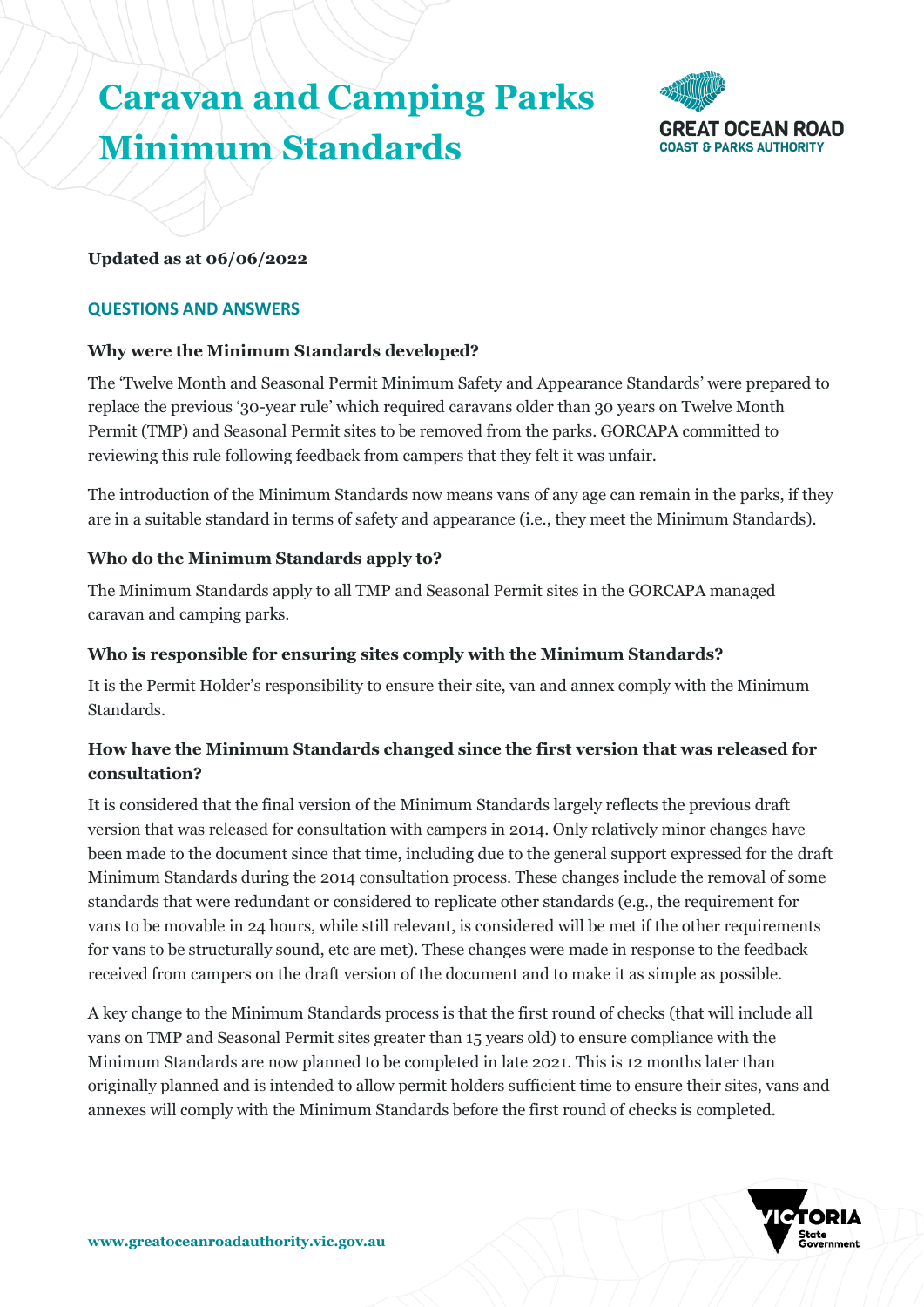# Caravan and Camping Parks Minimum Standards

**Updated as at 06/06/2022**

## QUESTIONS AND ANSWERS

### Why were the Minimum Standards developed?

The 'Twelve Month and Seasonal Permit Minimum Safety and Appearance Standards' were prepared to replace the previous '30-year rule' which required caravans older than 30 years on Twelve Month Permit (TMP) and Seasonal Permit sites to be removed from the parks. GORCAPA committed to reviewing this rule following feedback from campers that they felt it was unfair.

The introduction of the Minimum Standards now means vans of any age can remain in the parks, if they are in a suitable standard in terms of safety and appearance (i.e., they meet the Minimum Standards).

### Who do the Minimum Standards apply to?

The Minimum Standards apply to all TMP and Seasonal Permit sites in the GORCAPA managed caravan and camping parks.

### Who is responsible for ensuring sites comply with the Minimum Standards?

It is the Permit Holder's responsibility to ensure their site, van and annex comply with the Minimum Standards.

### How have the Minimum Standards changed since the first version that was released for consultation?

It is considered that the final version of the Minimum Standards largely reflects the previous draft version that was released for consultation with campers in 2014. Only relatively minor changes have been made to the document since that time, including due to the general support expressed for the draft Minimum Standards during the 2014 consultation process. These changes include the removal of some standards that were redundant or considered to replicate other standards (e.g., the requirement for vans to be movable in 24 hours, while still relevant, is considered will be met if the other requirements for vans to be structurally sound, etc are met). These changes were made in response to the feedback received from campers on the draft version of the document and to make it as simple as possible.

A key change to the Minimum Standards process is that the first round of checks (that will include all vans on TMP and Seasonal Permit sites greater than 15 years old) to ensure compliance with the Minimum Standards are now planned to be completed in late 2021. This is 12 months later than originally planned and is intended to allow permit holders sufficient time to ensure their sites, vans and annexes will comply with the Minimum Standards before the first round of checks is completed.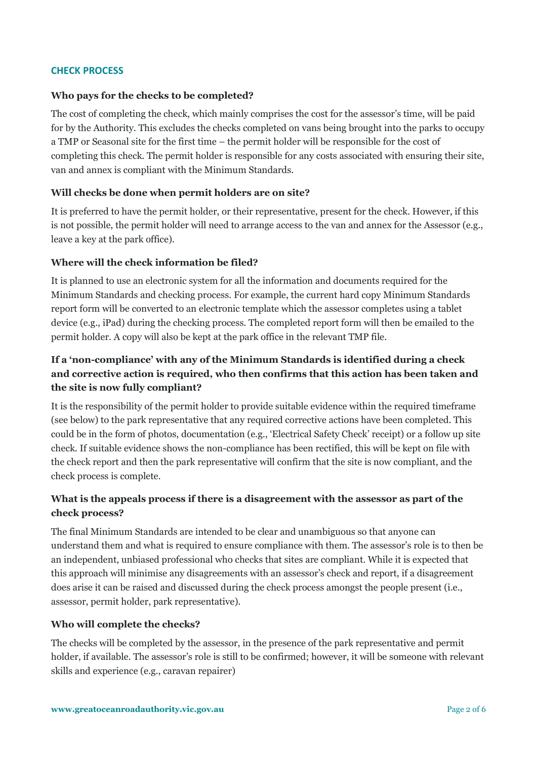## CHECK PROCESS

**Who pays for the checks to be completed?**

The cost of completing the check, which mainly comprises the cost for the assessor's time, will be paid for by the Authority. This excludes the checks completed on vans being brought into the parks to occupy a TMP or Seasonal site for the first time – the permit holder will be responsible for the cost of completing this check. The permit holder is responsible for any costs associated with ensuring their site, van and annex is compliant with the Minimum Standards.

**Will checks be done when permit holders are on site?**

It is preferred to have the permit holder, or their representative, present for the check. However, if this is not possible, the permit holder will need to arrange access to the van and annex for the Assessor (e.g., leave a key at the park office).

**Where will the check information be filed?**

It is planned to use an electronic system for all the information and documents required for the Minimum Standards and checking process. For example, the current hard copy Minimum Standards report form will be converted to an electronic template which the assessor completes using a tablet device (e.g., iPad) during the checking process. The completed report form will then be emailed to the permit holder. A copy will also be kept at the park office in the relevant TMP file.

**If a 'non-compliance' with any of the Minimum Standards is identified during a check and corrective action is required, who then confirms that this action has been taken and the site is now fully compliant?**

It is the responsibility of the permit holder to provide suitable evidence within the required timeframe (see below) to the park representative that any required corrective actions have been completed. This could be in the form of photos, documentation (e.g., 'Electrical Safety Check' receipt) or a follow up site check. If suitable evidence shows the non-compliance has been rectified, this will be kept on file with the check report and then the park representative will confirm that the site is now compliant, and the check process is complete.

**What is the appeals process if there is a disagreement with the assessor as part of the check process?**

The final Minimum Standards are intended to be clear and unambiguous so that anyone can understand them and what is required to ensure compliance with them. The assessor's role is to then be an independent, unbiased professional who checks that sites are compliant. While it is expected that this approach will minimise any disagreements with an assessor's check and report, if a disagreement does arise it can be raised and discussed during the check process amongst the people present (i.e., assessor, permit holder, park representative).

**Who will complete the checks?**

The checks will be completed by the assessor, in the presence of the park representative and permit holder, if available. The assessor's role is still to be confirmed; however, it will be someone with relevant skills and experience (e.g., caravan repairer)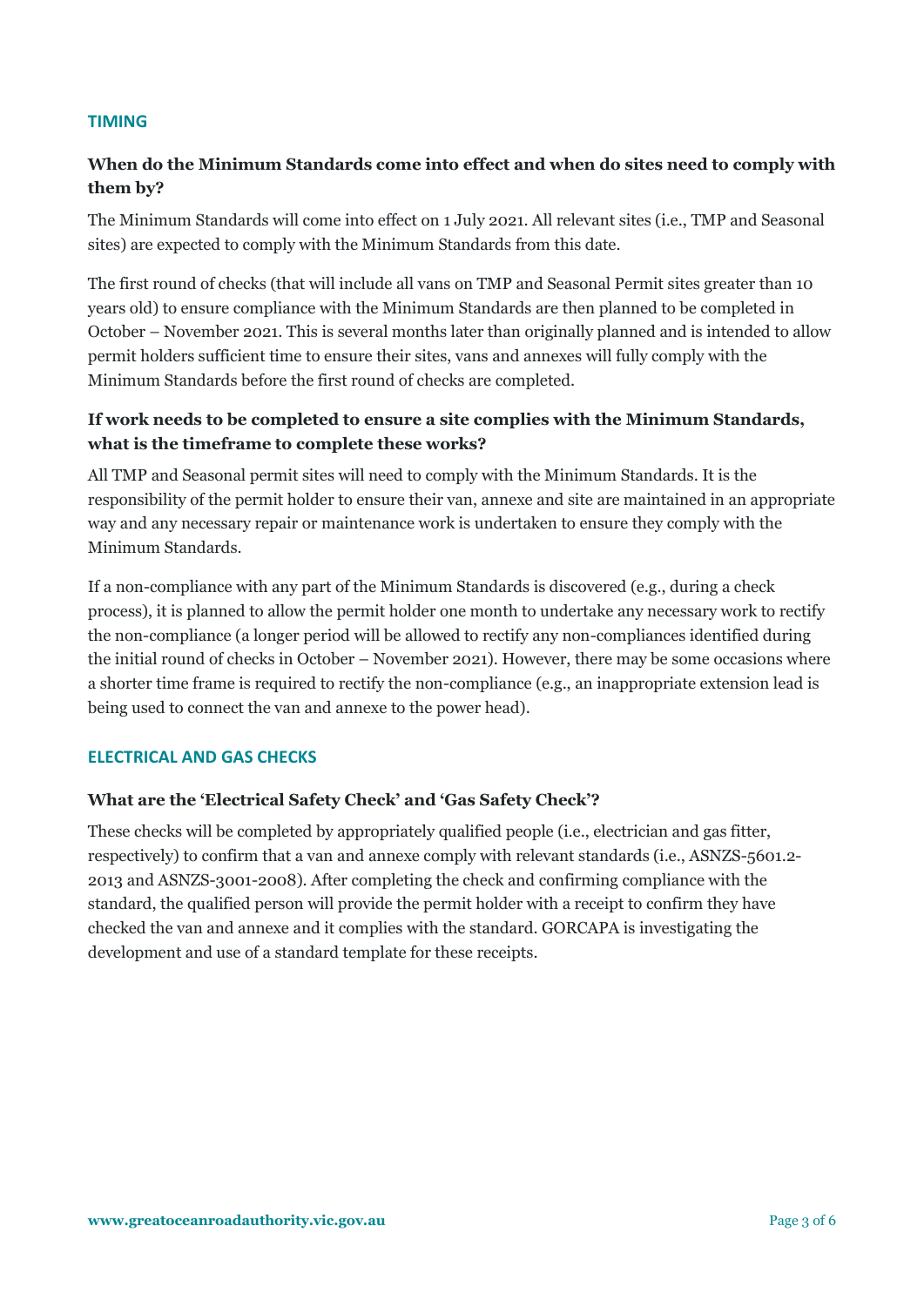## TIMING

### When do the Minimum Standards come into effect and when do sites need to comply with them by?

The Minimum Standards will come into effect on 1 July 2021. All relevant sites (i.e., TMP and Seasonal sites) are expected to comply with the Minimum Standards from this date.

The first round of checks (that will include all vans on TMP and Seasonal Permit sites greater than 10 years old) to ensure compliance with the Minimum Standards are then planned to be completed in October – November 2021. This is several months later than originally planned and is intended to allow permit holders sufficient time to ensure their sites, vans and annexes will fully comply with the Minimum Standards before the first round of checks are completed.

### If work needs to be completed to ensure a site complies with the Minimum Standards, what is the timeframe to complete these works?

All TMP and Seasonal permit sites will need to comply with the Minimum Standards. It is the responsibility of the permit holder to ensure their van, annexe and site are maintained in an appropriate way and any necessary repair or maintenance work is undertaken to ensure they comply with the Minimum Standards.

If a non-compliance with any part of the Minimum Standards is discovered (e.g., during a check process), it is planned to allow the permit holder one month to undertake any necessary work to rectify the non-compliance (a longer period will be allowed to rectify any non-compliances identified during the initial round of checks in October – November 2021). However, there may be some occasions where a shorter time frame is required to rectify the non-compliance (e.g., an inappropriate extension lead is being used to connect the van and annexe to the power head).

## ELECTRICAL AND GAS CHECKS

### What are the 'Electrical Safety Check' and 'Gas Safety Check'?

These checks will be completed by appropriately qualified people (i.e., electrician and gas fitter, respectively) to confirm that a van and annexe comply with relevant standards (i.e., ASNZS-5601.2-2013 and ASNZS-3001-2008). After completing the check and confirming compliance with the standard, the qualified person will provide the permit holder with a receipt to confirm they have checked the van and annexe and it complies with the standard. GORCAPA is investigating the development and use of a standard template for these receipts.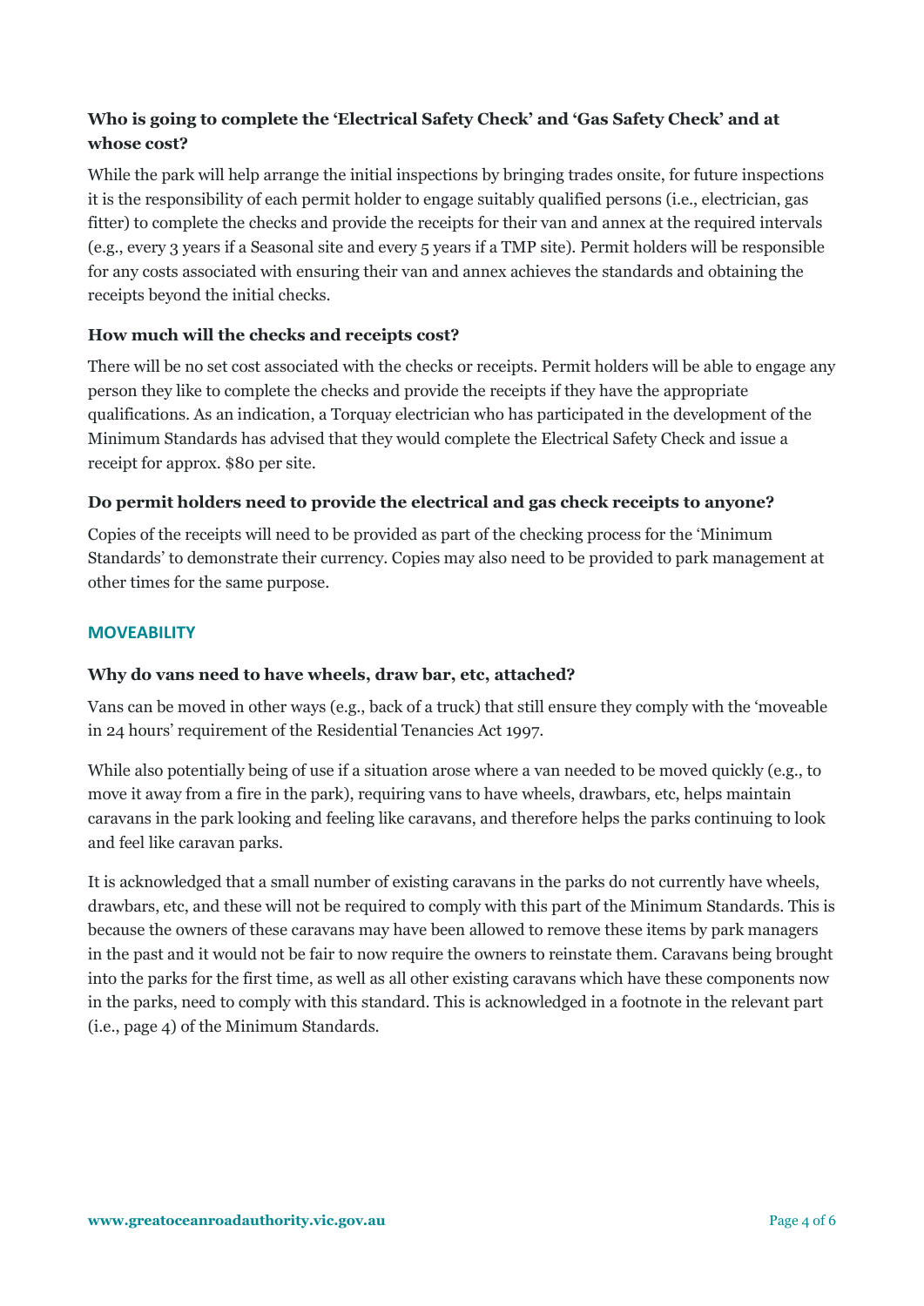### Who is going to complete the 'Electrical Safety Check' and 'Gas Safety Check' and at whose cost?

While the park will help arrange the initial inspections by bringing trades onsite, for future inspections it is the responsibility of each permit holder to engage suitably qualified persons (i.e., electrician, gas fitter) to complete the checks and provide the receipts for their van and annex at the required intervals (e.g., every 3 years if a Seasonal site and every 5 years if a TMP site). Permit holders will be responsible for any costs associated with ensuring their van and annex achieves the standards and obtaining the receipts beyond the initial checks.

### How much will the checks and receipts cost?

There will be no set cost associated with the checks or receipts. Permit holders will be able to engage any person they like to complete the checks and provide the receipts if they have the appropriate qualifications. As an indication, a Torquay electrician who has participated in the development of the Minimum Standards has advised that they would complete the Electrical Safety Check and issue a receipt for approx. $80 per site.

### Do permit holders need to provide the electrical and gas check receipts to anyone?

Copies of the receipts will need to be provided as part of the checking process for the 'Minimum Standards' to demonstrate their currency. Copies may also need to be provided to park management at other times for the same purpose.

## MOVEABILITY

### Why do vans need to have wheels, draw bar, etc, attached?

Vans can be moved in other ways (e.g., back of a truck) that still ensure they comply with the 'moveable in 24 hours' requirement of the Residential Tenancies Act 1997.

While also potentially being of use if a situation arose where a van needed to be moved quickly (e.g., to move it away from a fire in the park), requiring vans to have wheels, drawbars, etc, helps maintain caravans in the park looking and feeling like caravans, and therefore helps the parks continuing to look and feel like caravan parks.

It is acknowledged that a small number of existing caravans in the parks do not currently have wheels, drawbars, etc, and these will not be required to comply with this part of the Minimum Standards. This is because the owners of these caravans may have been allowed to remove these items by park managers in the past and it would not be fair to now require the owners to reinstate them. Caravans being brought into the parks for the first time, as well as all other existing caravans which have these components now in the parks, need to comply with this standard. This is acknowledged in a footnote in the relevant part (i.e., page 4) of the Minimum Standards.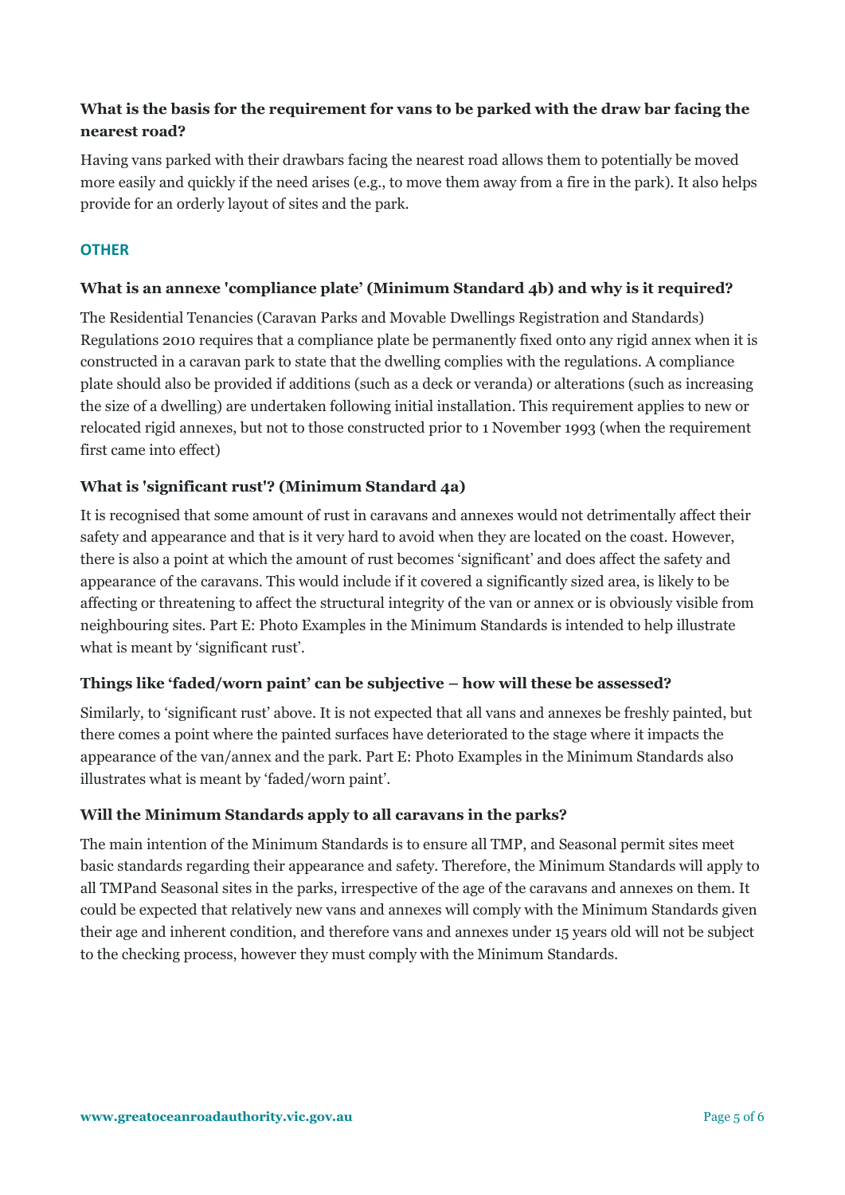**What is the basis for the requirement for vans to be parked with the draw bar facing the nearest road?**

Having vans parked with their drawbars facing the nearest road allows them to potentially be moved more easily and quickly if the need arises (e.g., to move them away from a fire in the park). It also helps provide for an orderly layout of sites and the park.

## OTHER

**What is an annexe 'compliance plate' (Minimum Standard 4b) and why is it required?**

The Residential Tenancies (Caravan Parks and Movable Dwellings Registration and Standards) Regulations 2010 requires that a compliance plate be permanently fixed onto any rigid annex when it is constructed in a caravan park to state that the dwelling complies with the regulations. A compliance plate should also be provided if additions (such as a deck or veranda) or alterations (such as increasing the size of a dwelling) are undertaken following initial installation. This requirement applies to new or relocated rigid annexes, but not to those constructed prior to 1 November 1993 (when the requirement first came into effect)

**What is 'significant rust'? (Minimum Standard 4a)**

It is recognised that some amount of rust in caravans and annexes would not detrimentally affect their safety and appearance and that is it very hard to avoid when they are located on the coast. However, there is also a point at which the amount of rust becomes 'significant' and does affect the safety and appearance of the caravans. This would include if it covered a significantly sized area, is likely to be affecting or threatening to affect the structural integrity of the van or annex or is obviously visible from neighbouring sites. Part E: Photo Examples in the Minimum Standards is intended to help illustrate what is meant by 'significant rust'.

**Things like 'faded/worn paint' can be subjective – how will these be assessed?**

Similarly, to 'significant rust' above. It is not expected that all vans and annexes be freshly painted, but there comes a point where the painted surfaces have deteriorated to the stage where it impacts the appearance of the van/annex and the park. Part E: Photo Examples in the Minimum Standards also illustrates what is meant by 'faded/worn paint'.

**Will the Minimum Standards apply to all caravans in the parks?**

The main intention of the Minimum Standards is to ensure all TMP, and Seasonal permit sites meet basic standards regarding their appearance and safety. Therefore, the Minimum Standards will apply to all TMPand Seasonal sites in the parks, irrespective of the age of the caravans and annexes on them. It could be expected that relatively new vans and annexes will comply with the Minimum Standards given their age and inherent condition, and therefore vans and annexes under 15 years old will not be subject to the checking process, however they must comply with the Minimum Standards.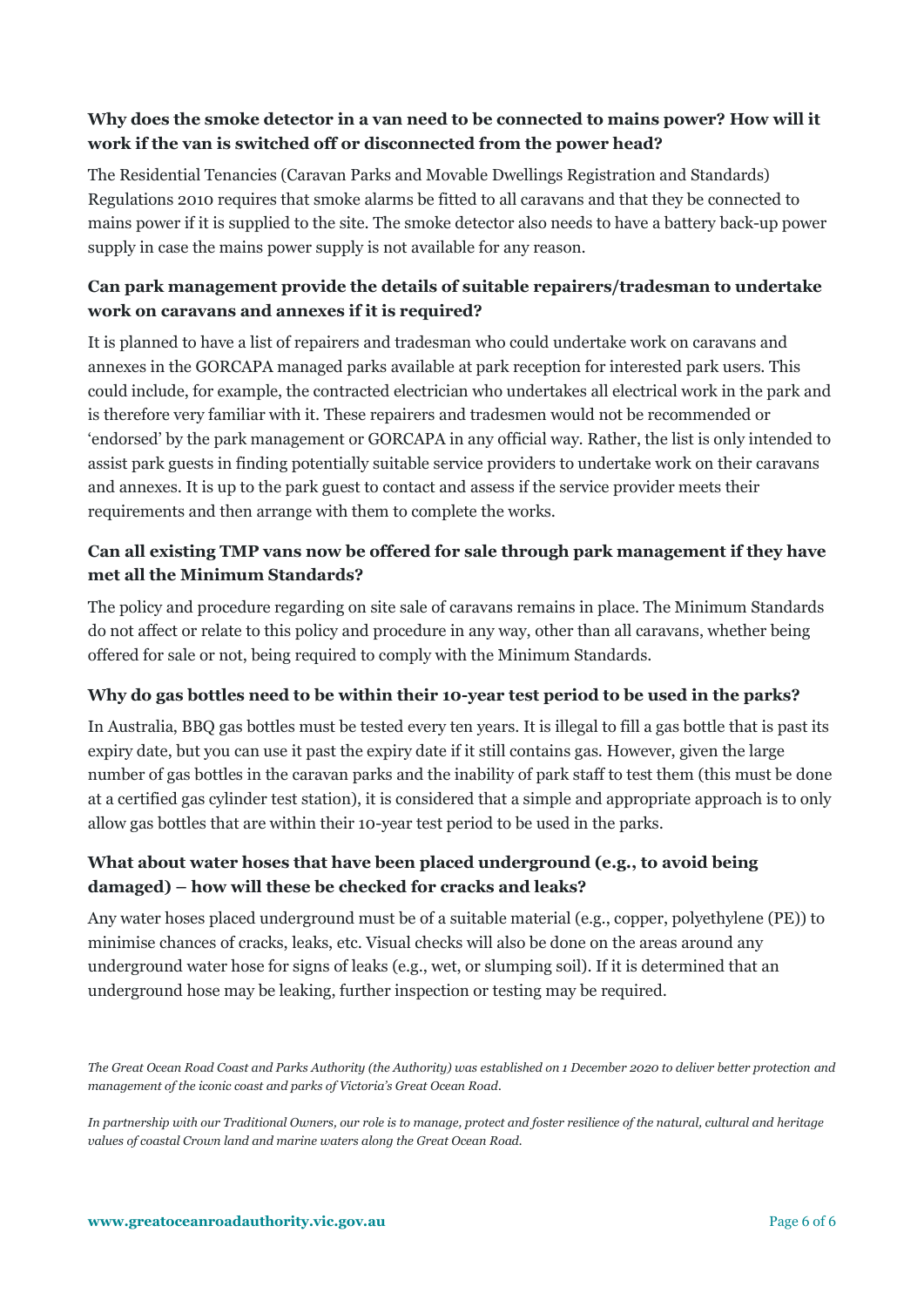**Why does the smoke detector in a van need to be connected to mains power? How will it work if the van is switched off or disconnected from the power head?**

The Residential Tenancies (Caravan Parks and Movable Dwellings Registration and Standards) Regulations 2010 requires that smoke alarms be fitted to all caravans and that they be connected to mains power if it is supplied to the site. The smoke detector also needs to have a battery back-up power supply in case the mains power supply is not available for any reason.

**Can park management provide the details of suitable repairers/tradesman to undertake work on caravans and annexes if it is required?**

It is planned to have a list of repairers and tradesman who could undertake work on caravans and annexes in the GORCAPA managed parks available at park reception for interested park users. This could include, for example, the contracted electrician who undertakes all electrical work in the park and is therefore very familiar with it. These repairers and tradesmen would not be recommended or 'endorsed' by the park management or GORCAPA in any official way. Rather, the list is only intended to assist park guests in finding potentially suitable service providers to undertake work on their caravans and annexes. It is up to the park guest to contact and assess if the service provider meets their requirements and then arrange with them to complete the works.

**Can all existing TMP vans now be offered for sale through park management if they have met all the Minimum Standards?**

The policy and procedure regarding on site sale of caravans remains in place. The Minimum Standards do not affect or relate to this policy and procedure in any way, other than all caravans, whether being offered for sale or not, being required to comply with the Minimum Standards.

**Why do gas bottles need to be within their 10-year test period to be used in the parks?**

In Australia, BBQ gas bottles must be tested every ten years. It is illegal to fill a gas bottle that is past its expiry date, but you can use it past the expiry date if it still contains gas. However, given the large number of gas bottles in the caravan parks and the inability of park staff to test them (this must be done at a certified gas cylinder test station), it is considered that a simple and appropriate approach is to only allow gas bottles that are within their 10-year test period to be used in the parks.

**What about water hoses that have been placed underground (e.g., to avoid being damaged) – how will these be checked for cracks and leaks?**

Any water hoses placed underground must be of a suitable material (e.g., copper, polyethylene (PE)) to minimise chances of cracks, leaks, etc. Visual checks will also be done on the areas around any underground water hose for signs of leaks (e.g., wet, or slumping soil). If it is determined that an underground hose may be leaking, further inspection or testing may be required.

*The Great Ocean Road Coast and Parks Authority (the Authority) was established on 1 December 2020 to deliver better protection and management of the iconic coast and parks of Victoria's Great Ocean Road.*

*In partnership with our Traditional Owners, our role is to manage, protect and foster resilience of the natural, cultural and heritage values of coastal Crown land and marine waters along the Great Ocean Road.*

**www.greatoceanroadauthority.vic.gov.au**